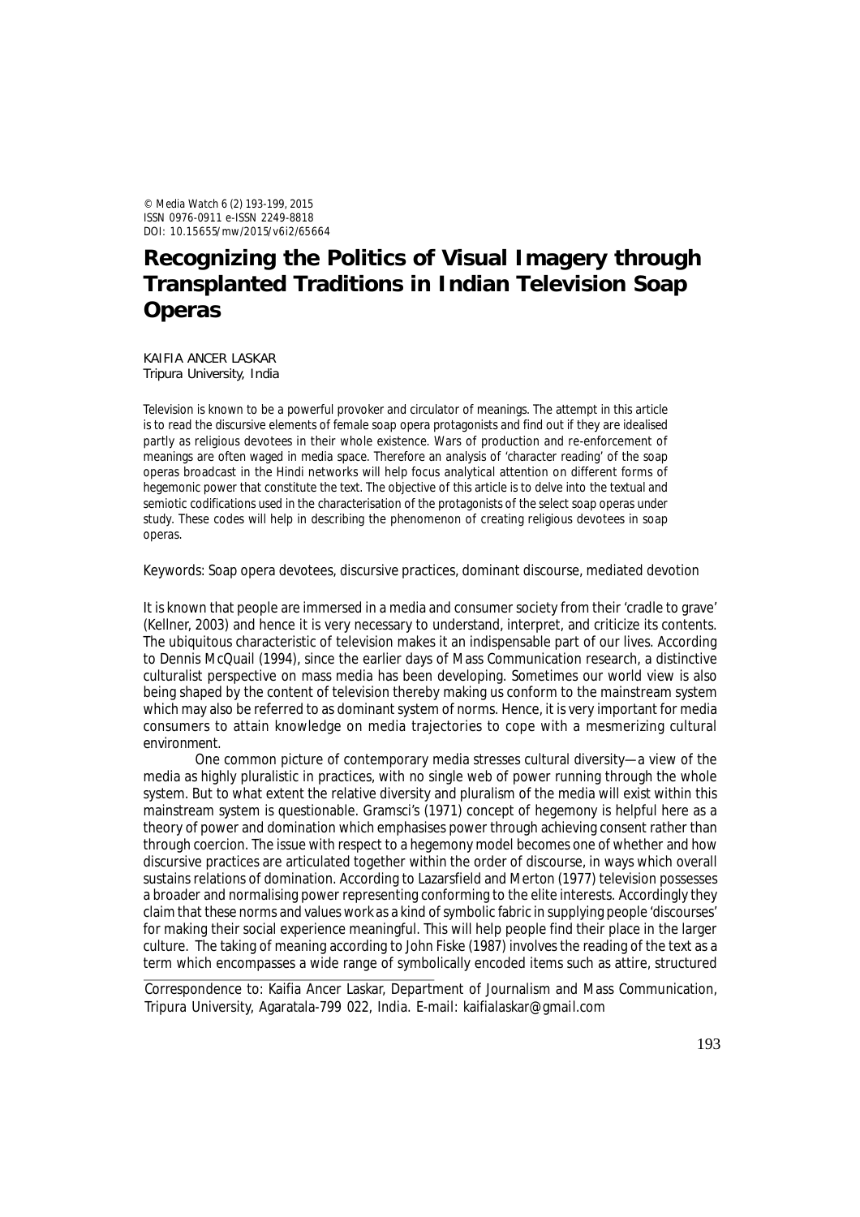© Media Watch 6 (2) 193-199, 2015
ISSN 0976-0911 e-ISSN 2249-8818
DOI: 10.15655/mw/2015/v6i2/65664

# Recognizing the Politics of Visual Imagery through Transplanted Traditions in Indian Television Soap Operas

KAIFIA ANCER LASKAR
Tripura University, India

Television is known to be a powerful provoker and circulator of meanings. The attempt in this article is to read the discursive elements of female soap opera protagonists and find out if they are idealised partly as religious devotees in their whole existence. Wars of production and re-enforcement of meanings are often waged in media space. Therefore an analysis of 'character reading' of the soap operas broadcast in the Hindi networks will help focus analytical attention on different forms of hegemonic power that constitute the text. The objective of this article is to delve into the textual and semiotic codifications used in the characterisation of the protagonists of the select soap operas under study. These codes will help in describing the phenomenon of creating religious devotees in soap operas.

Keywords: Soap opera devotees, discursive practices, dominant discourse, mediated devotion

It is known that people are immersed in a media and consumer society from their 'cradle to grave' (Kellner, 2003) and hence it is very necessary to understand, interpret, and criticize its contents. The ubiquitous characteristic of television makes it an indispensable part of our lives. According to Dennis McQuail (1994), since the earlier days of Mass Communication research, a distinctive culturalist perspective on mass media has been developing. Sometimes our world view is also being shaped by the content of television thereby making us conform to the mainstream system which may also be referred to as dominant system of norms. Hence, it is very important for media consumers to attain knowledge on media trajectories to cope with a mesmerizing cultural environment.

One common picture of contemporary media stresses cultural diversity—a view of the media as highly pluralistic in practices, with no single web of power running through the whole system. But to what extent the relative diversity and pluralism of the media will exist within this mainstream system is questionable. Gramsci's (1971) concept of hegemony is helpful here as a theory of power and domination which emphasises power through achieving consent rather than through coercion. The issue with respect to a hegemony model becomes one of whether and how discursive practices are articulated together within the order of discourse, in ways which overall sustains relations of domination. According to Lazarsfield and Merton (1977) television possesses a broader and normalising power representing conforming to the elite interests. Accordingly they claim that these norms and values work as a kind of symbolic fabric in supplying people 'discourses' for making their social experience meaningful. This will help people find their place in the larger culture. The taking of meaning according to John Fiske (1987) involves the reading of the text as a term which encompasses a wide range of symbolically encoded items such as attire, structured

Correspondence to: Kaifia Ancer Laskar, Department of Journalism and Mass Communication, Tripura University, Agaratala-799 022, India. E-mail: kaifialaskar@gmail.com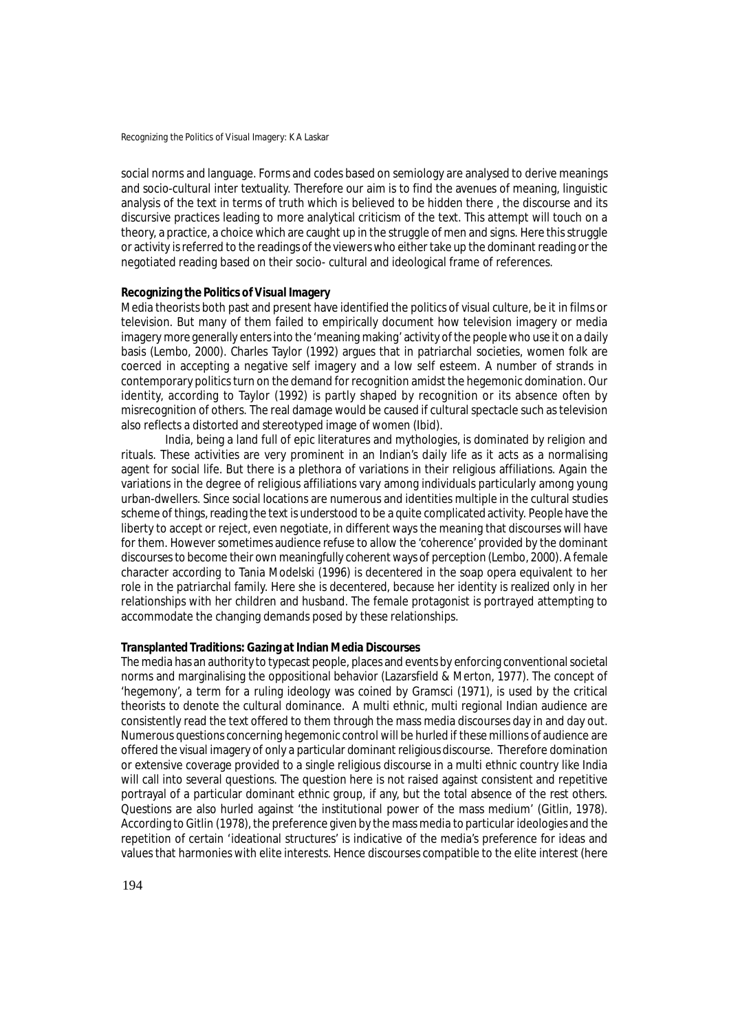social norms and language. Forms and codes based on semiology are analysed to derive meanings and socio-cultural inter textuality. Therefore our aim is to find the avenues of meaning, linguistic analysis of the text in terms of truth which is believed to be hidden there , the discourse and its discursive practices leading to more analytical criticism of the text. This attempt will touch on a theory, a practice, a choice which are caught up in the struggle of men and signs. Here this struggle or activity is referred to the readings of the viewers who either take up the dominant reading or the negotiated reading based on their socio- cultural and ideological frame of references.

**Recognizing the Politics of Visual Imagery**

Media theorists both past and present have identified the politics of visual culture, be it in films or television. But many of them failed to empirically document how television imagery or media imagery more generally enters into the 'meaning making' activity of the people who use it on a daily basis (Lembo, 2000). Charles Taylor (1992) argues that in patriarchal societies, women folk are coerced in accepting a negative self imagery and a low self esteem. A number of strands in contemporary politics turn on the demand for recognition amidst the hegemonic domination. Our identity, according to Taylor (1992) is partly shaped by recognition or its absence often by misrecognition of others. The real damage would be caused if cultural spectacle such as television also reflects a distorted and stereotyped image of women (Ibid).

India, being a land full of epic literatures and mythologies, is dominated by religion and rituals. These activities are very prominent in an Indian's daily life as it acts as a normalising agent for social life. But there is a plethora of variations in their religious affiliations. Again the variations in the degree of religious affiliations vary among individuals particularly among young urban-dwellers. Since social locations are numerous and identities multiple in the cultural studies scheme of things, reading the text is understood to be a quite complicated activity. People have the liberty to accept or reject, even negotiate, in different ways the meaning that discourses will have for them. However sometimes audience refuse to allow the 'coherence' provided by the dominant discourses to become their own meaningfully coherent ways of perception (Lembo, 2000). A female character according to Tania Modelski (1996) is decentered in the soap opera equivalent to her role in the patriarchal family. Here she is decentered, because her identity is realized only in her relationships with her children and husband. The female protagonist is portrayed attempting to accommodate the changing demands posed by these relationships.

**Transplanted Traditions: Gazing at Indian Media Discourses**

The media has an authority to typecast people, places and events by enforcing conventional societal norms and marginalising the oppositional behavior (Lazarsfield & Merton, 1977). The concept of 'hegemony', a term for a ruling ideology was coined by Gramsci (1971), is used by the critical theorists to denote the cultural dominance. A multi ethnic, multi regional Indian audience are consistently read the text offered to them through the mass media discourses day in and day out. Numerous questions concerning hegemonic control will be hurled if these millions of audience are offered the visual imagery of only a particular dominant religious discourse. Therefore domination or extensive coverage provided to a single religious discourse in a multi ethnic country like India will call into several questions. The question here is not raised against consistent and repetitive portrayal of a particular dominant ethnic group, if any, but the total absence of the rest others. Questions are also hurled against 'the institutional power of the mass medium' (Gitlin, 1978). According to Gitlin (1978), the preference given by the mass media to particular ideologies and the repetition of certain 'ideational structures' is indicative of the media's preference for ideas and values that harmonies with elite interests. Hence discourses compatible to the elite interest (here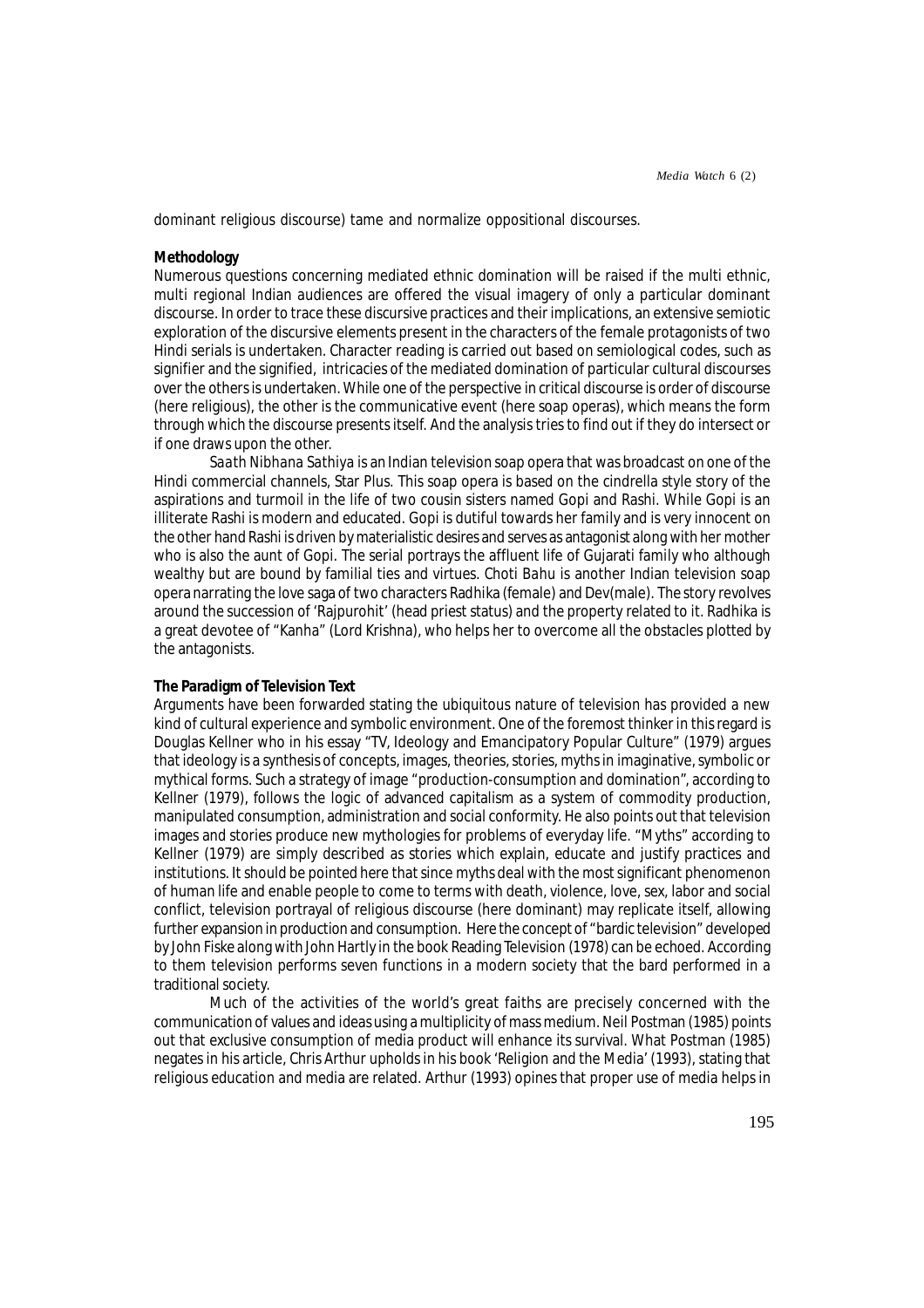dominant religious discourse) tame and normalize oppositional discourses.

**Methodology**

Numerous questions concerning mediated ethnic domination will be raised if the multi ethnic, multi regional Indian audiences are offered the visual imagery of only a particular dominant discourse. In order to trace these discursive practices and their implications, an extensive semiotic exploration of the discursive elements present in the characters of the female protagonists of two Hindi serials is undertaken. Character reading is carried out based on semiological codes, such as signifier and the signified, intricacies of the mediated domination of particular cultural discourses over the others is undertaken. While one of the perspective in critical discourse is order of discourse (here religious), the other is the communicative event (here soap operas), which means the form through which the discourse presents itself. And the analysis tries to find out if they do intersect or if one draws upon the other.

*Saath Nibhana Sathiya* is an Indian television soap opera that was broadcast on one of the Hindi commercial channels, Star Plus. This soap opera is based on the cindrella style story of the aspirations and turmoil in the life of two cousin sisters named Gopi and Rashi. While Gopi is an illiterate Rashi is modern and educated. Gopi is dutiful towards her family and is very innocent on the other hand Rashi is driven by materialistic desires and serves as antagonist along with her mother who is also the aunt of Gopi. The serial portrays the affluent life of Gujarati family who although wealthy but are bound by familial ties and virtues. *Choti Bahu* is another Indian television soap opera narrating the love saga of two characters Radhika (female) and Dev(male). The story revolves around the succession of 'Rajpurohit' (head priest status) and the property related to it. Radhika is a great devotee of "Kanha" (Lord Krishna), who helps her to overcome all the obstacles plotted by the antagonists.

**The Paradigm of Television Text**

Arguments have been forwarded stating the ubiquitous nature of television has provided a new kind of cultural experience and symbolic environment. One of the foremost thinker in this regard is Douglas Kellner who in his essay "TV, Ideology and Emancipatory Popular Culture" (1979) argues that ideology is a synthesis of concepts, images, theories, stories, myths in imaginative, symbolic or mythical forms. Such a strategy of image "production-consumption and domination", according to Kellner (1979), follows the logic of advanced capitalism as a system of commodity production, manipulated consumption, administration and social conformity. He also points out that television images and stories produce new mythologies for problems of everyday life. "Myths" according to Kellner (1979) are simply described as stories which explain, educate and justify practices and institutions. It should be pointed here that since myths deal with the most significant phenomenon of human life and enable people to come to terms with death, violence, love, sex, labor and social conflict, television portrayal of religious discourse (here dominant) may replicate itself, allowing further expansion in production and consumption. Here the concept of "bardic television" developed by John Fiske along with John Hartly in the book Reading Television (1978) can be echoed. According to them television performs seven functions in a modern society that the bard performed in a traditional society.

Much of the activities of the world's great faiths are precisely concerned with the communication of values and ideas using a multiplicity of mass medium. Neil Postman (1985) points out that exclusive consumption of media product will enhance its survival. What Postman (1985) negates in his article, Chris Arthur upholds in his book 'Religion and the Media' (1993), stating that religious education and media are related. Arthur (1993) opines that proper use of media helps in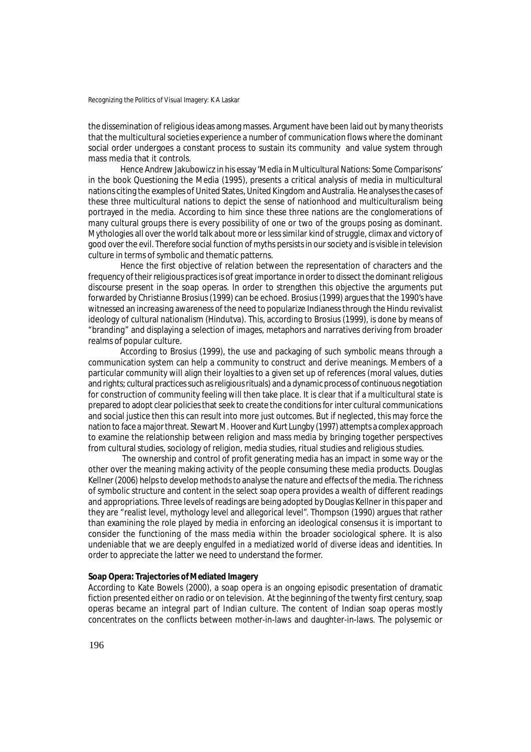the dissemination of religious ideas among masses. Argument have been laid out by many theorists that the multicultural societies experience a number of communication flows where the dominant social order undergoes a constant process to sustain its community and value system through mass media that it controls.

Hence Andrew Jakubowicz in his essay 'Media in Multicultural Nations: Some Comparisons' in the book Questioning the Media (1995), presents a critical analysis of media in multicultural nations citing the examples of United States, United Kingdom and Australia. He analyses the cases of these three multicultural nations to depict the sense of nationhood and multiculturalism being portrayed in the media. According to him since these three nations are the conglomerations of many cultural groups there is every possibility of one or two of the groups posing as dominant. Mythologies all over the world talk about more or less similar kind of struggle, climax and victory of good over the evil. Therefore social function of myths persists in our society and is visible in television culture in terms of symbolic and thematic patterns.

Hence the first objective of relation between the representation of characters and the frequency of their religious practices is of great importance in order to dissect the dominant religious discourse present in the soap operas. In order to strengthen this objective the arguments put forwarded by Christianne Brosius (1999) can be echoed. Brosius (1999) argues that the 1990's have witnessed an increasing awareness of the need to popularize Indianess through the Hindu revivalist ideology of cultural nationalism (Hindutva). This, according to Brosius (1999), is done by means of "branding" and displaying a selection of images, metaphors and narratives deriving from broader realms of popular culture.

According to Brosius (1999), the use and packaging of such symbolic means through a communication system can help a community to construct and derive meanings. Members of a particular community will align their loyalties to a given set up of references (moral values, duties and rights; cultural practices such as religious rituals) and a dynamic process of continuous negotiation for construction of community feeling will then take place. It is clear that if a multicultural state is prepared to adopt clear policies that seek to create the conditions for inter cultural communications and social justice then this can result into more just outcomes. But if neglected, this may force the nation to face a major threat. Stewart M. Hoover and Kurt Lungby (1997) attempts a complex approach to examine the relationship between religion and mass media by bringing together perspectives from cultural studies, sociology of religion, media studies, ritual studies and religious studies.

The ownership and control of profit generating media has an impact in some way or the other over the meaning making activity of the people consuming these media products. Douglas Kellner (2006) helps to develop methods to analyse the nature and effects of the media. The richness of symbolic structure and content in the select soap opera provides a wealth of different readings and appropriations. Three levels of readings are being adopted by Douglas Kellner in this paper and they are "realist level, mythology level and allegorical level". Thompson (1990) argues that rather than examining the role played by media in enforcing an ideological consensus it is important to consider the functioning of the mass media within the broader sociological sphere. It is also undeniable that we are deeply engulfed in a mediatized world of diverse ideas and identities. In order to appreciate the latter we need to understand the former.

**Soap Opera: Trajectories of Mediated Imagery**

According to Kate Bowels (2000), a soap opera is an ongoing episodic presentation of dramatic fiction presented either on radio or on television. At the beginning of the twenty first century, soap operas became an integral part of Indian culture. The content of Indian soap operas mostly concentrates on the conflicts between mother-in-laws and daughter-in-laws. The polysemic or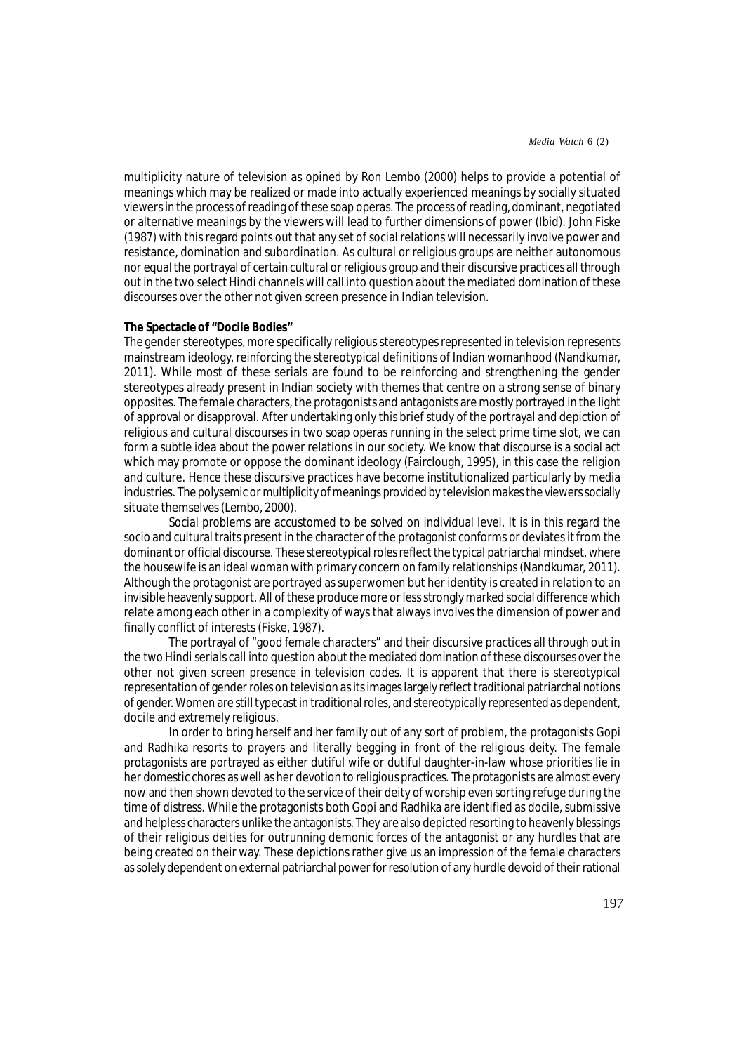multiplicity nature of television as opined by Ron Lembo (2000) helps to provide a potential of meanings which may be realized or made into actually experienced meanings by socially situated viewers in the process of reading of these soap operas. The process of reading, dominant, negotiated or alternative meanings by the viewers will lead to further dimensions of power (Ibid). John Fiske (1987) with this regard points out that any set of social relations will necessarily involve power and resistance, domination and subordination. As cultural or religious groups are neither autonomous nor equal the portrayal of certain cultural or religious group and their discursive practices all through out in the two select Hindi channels will call into question about the mediated domination of these discourses over the other not given screen presence in Indian television.

**The Spectacle of "Docile Bodies"**

The gender stereotypes, more specifically religious stereotypes represented in television represents mainstream ideology, reinforcing the stereotypical definitions of Indian womanhood (Nandkumar, 2011). While most of these serials are found to be reinforcing and strengthening the gender stereotypes already present in Indian society with themes that centre on a strong sense of binary opposites. The female characters, the protagonists and antagonists are mostly portrayed in the light of approval or disapproval. After undertaking only this brief study of the portrayal and depiction of religious and cultural discourses in two soap operas running in the select prime time slot, we can form a subtle idea about the power relations in our society. We know that discourse is a social act which may promote or oppose the dominant ideology (Fairclough, 1995), in this case the religion and culture. Hence these discursive practices have become institutionalized particularly by media industries. The polysemic or multiplicity of meanings provided by television makes the viewers socially situate themselves (Lembo, 2000).

Social problems are accustomed to be solved on individual level. It is in this regard the socio and cultural traits present in the character of the protagonist conforms or deviates it from the dominant or official discourse. These stereotypical roles reflect the typical patriarchal mindset, where the housewife is an ideal woman with primary concern on family relationships (Nandkumar, 2011). Although the protagonist are portrayed as superwomen but her identity is created in relation to an invisible heavenly support. All of these produce more or less strongly marked social difference which relate among each other in a complexity of ways that always involves the dimension of power and finally conflict of interests (Fiske, 1987).

The portrayal of "good female characters" and their discursive practices all through out in the two Hindi serials call into question about the mediated domination of these discourses over the other not given screen presence in television codes. It is apparent that there is stereotypical representation of gender roles on television as its images largely reflect traditional patriarchal notions of gender. Women are still typecast in traditional roles, and stereotypically represented as dependent, docile and extremely religious.

In order to bring herself and her family out of any sort of problem, the protagonists Gopi and Radhika resorts to prayers and literally begging in front of the religious deity. The female protagonists are portrayed as either dutiful wife or dutiful daughter-in-law whose priorities lie in her domestic chores as well as her devotion to religious practices. The protagonists are almost every now and then shown devoted to the service of their deity of worship even sorting refuge during the time of distress. While the protagonists both Gopi and Radhika are identified as docile, submissive and helpless characters unlike the antagonists. They are also depicted resorting to heavenly blessings of their religious deities for outrunning demonic forces of the antagonist or any hurdles that are being created on their way. These depictions rather give us an impression of the female characters as solely dependent on external patriarchal power for resolution of any hurdle devoid of their rational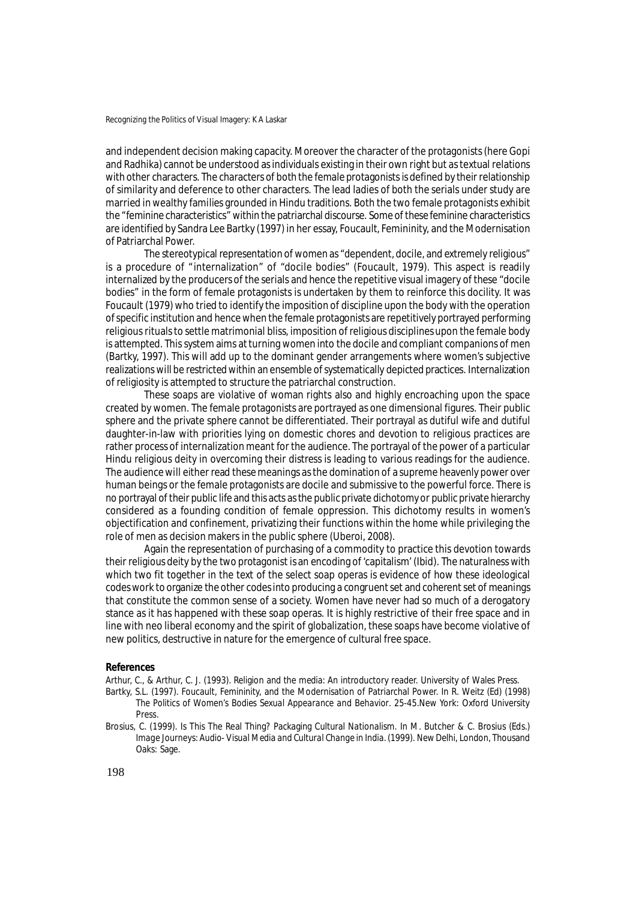and independent decision making capacity. Moreover the character of the protagonists (here Gopi and Radhika) cannot be understood as individuals existing in their own right but as textual relations with other characters. The characters of both the female protagonists is defined by their relationship of similarity and deference to other characters. The lead ladies of both the serials under study are married in wealthy families grounded in Hindu traditions. Both the two female protagonists exhibit the "feminine characteristics" within the patriarchal discourse. Some of these feminine characteristics are identified by Sandra Lee Bartky (1997) in her essay, Foucault, Femininity, and the Modernisation of Patriarchal Power.

The stereotypical representation of women as "dependent, docile, and extremely religious" is a procedure of "internalization" of "docile bodies" (Foucault, 1979). This aspect is readily internalized by the producers of the serials and hence the repetitive visual imagery of these "docile bodies" in the form of female protagonists is undertaken by them to reinforce this docility. It was Foucault (1979) who tried to identify the imposition of discipline upon the body with the operation of specific institution and hence when the female protagonists are repetitively portrayed performing religious rituals to settle matrimonial bliss, imposition of religious disciplines upon the female body is attempted. This system aims at turning women into the docile and compliant companions of men (Bartky, 1997). This will add up to the dominant gender arrangements where women's subjective realizations will be restricted within an ensemble of systematically depicted practices. Internalization of religiosity is attempted to structure the patriarchal construction.

These soaps are violative of woman rights also and highly encroaching upon the space created by women. The female protagonists are portrayed as one dimensional figures. Their public sphere and the private sphere cannot be differentiated. Their portrayal as dutiful wife and dutiful daughter-in-law with priorities lying on domestic chores and devotion to religious practices are rather process of internalization meant for the audience. The portrayal of the power of a particular Hindu religious deity in overcoming their distress is leading to various readings for the audience. The audience will either read these meanings as the domination of a supreme heavenly power over human beings or the female protagonists are docile and submissive to the powerful force. There is no portrayal of their public life and this acts as the public private dichotomy or public private hierarchy considered as a founding condition of female oppression. This dichotomy results in women's objectification and confinement, privatizing their functions within the home while privileging the role of men as decision makers in the public sphere (Uberoi, 2008).

Again the representation of purchasing of a commodity to practice this devotion towards their religious deity by the two protagonist is an encoding of 'capitalism' (Ibid). The naturalness with which two fit together in the text of the select soap operas is evidence of how these ideological codes work to organize the other codes into producing a congruent set and coherent set of meanings that constitute the common sense of a society. Women have never had so much of a derogatory stance as it has happened with these soap operas. It is highly restrictive of their free space and in line with neo liberal economy and the spirit of globalization, these soaps have become violative of new politics, destructive in nature for the emergence of cultural free space.

**References**

Arthur, C., & Arthur, C. J. (1993). Religion and the media: An introductory reader. University of Wales Press.

Bartky, S.L. (1997). Foucault, Femininity, and the Modernisation of Patriarchal Power. In R. Weitz (Ed) (1998) *The Politics of Women's Bodies Sexual Appearance and Behavior*. 25-45.New York: Oxford University Press.

Brosius, C. (1999). Is This The Real Thing? Packaging Cultural Nationalism. In M. Butcher & C. Brosius (Eds.) *Image Journeys: Audio- Visual Media and Cultural Change in India*. (1999). New Delhi, London, Thousand Oaks: Sage.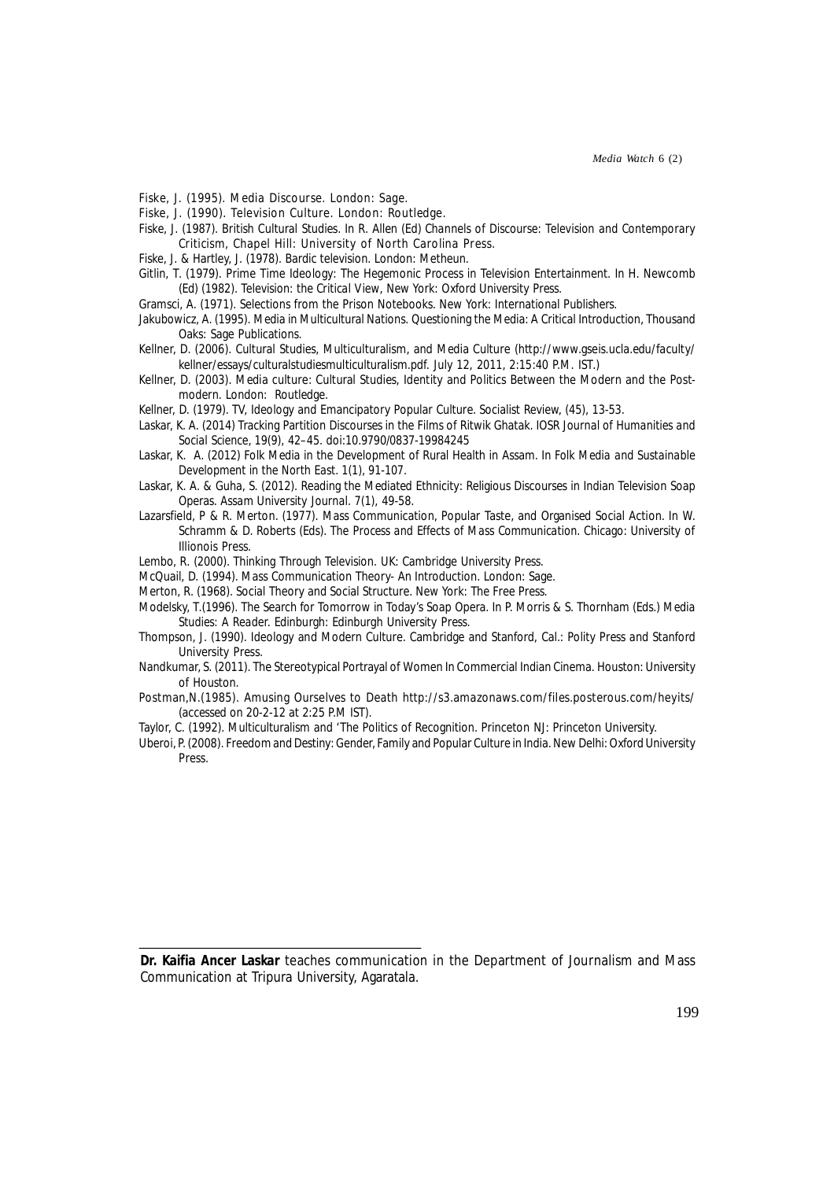Fiske, J. (1995). Media Discourse. London: Sage.

Fiske, J. (1990). Television Culture. London: Routledge.

Fiske, J. (1987). British Cultural Studies. In R. Allen (Ed) Channels of Discourse: Television and Contemporary Criticism, Chapel Hill: University of North Carolina Press.

Fiske, J. & Hartley, J. (1978). Bardic television. London: Metheun.

Gitlin, T. (1979). Prime Time Ideology: The Hegemonic Process in Television Entertainment. In H. Newcomb (Ed) (1982). Television: the Critical View, New York: Oxford University Press.

Gramsci, A. (1971). Selections from the Prison Notebooks. New York: International Publishers.

Jakubowicz, A. (1995). Media in Multicultural Nations. Questioning the Media: A Critical Introduction, Thousand Oaks: Sage Publications.

Kellner, D. (2006). Cultural Studies, Multiculturalism, and Media Culture (http://www.gseis.ucla.edu/faculty/kellner/essays/culturalstudiesmulticulturalism.pdf. July 12, 2011, 2:15:40 P.M. IST.)

Kellner, D. (2003). Media culture: Cultural Studies, Identity and Politics Between the Modern and the Post-modern. London: Routledge.

Kellner, D. (1979). TV, Ideology and Emancipatory Popular Culture. Socialist Review, (45), 13-53.

Laskar, K. A. (2014) Tracking Partition Discourses in the Films of Ritwik Ghatak. IOSR Journal of Humanities and Social Science, 19(9), 42–45. doi:10.9790/0837-19984245

Laskar, K. A. (2012) Folk Media in the Development of Rural Health in Assam. In Folk Media and Sustainable Development in the North East. 1(1), 91-107.

Laskar, K. A. & Guha, S. (2012). Reading the Mediated Ethnicity: Religious Discourses in Indian Television Soap Operas. Assam University Journal. 7(1), 49-58.

Lazarsfield, P & R. Merton. (1977). Mass Communication, Popular Taste, and Organised Social Action. In W. Schramm & D. Roberts (Eds). The Process and Effects of Mass Communication. Chicago: University of Illionois Press.

Lembo, R. (2000). Thinking Through Television. UK: Cambridge University Press.

McQuail, D. (1994). Mass Communication Theory- An Introduction. London: Sage.

Merton, R. (1968). Social Theory and Social Structure. New York: The Free Press.

Modelsky, T.(1996). The Search for Tomorrow in Today's Soap Opera. In P. Morris & S. Thornham (Eds.) Media Studies: A Reader. Edinburgh: Edinburgh University Press.

Thompson, J. (1990). Ideology and Modern Culture. Cambridge and Stanford, Cal.: Polity Press and Stanford University Press.

Nandkumar, S. (2011). The Stereotypical Portrayal of Women In Commercial Indian Cinema. Houston: University of Houston.

Postman,N.(1985). Amusing Ourselves to Death http://s3.amazonaws.com/files.posterous.com/heyits/ (accessed on 20-2-12 at 2:25 P.M IST).

Taylor, C. (1992). Multiculturalism and 'The Politics of Recognition. Princeton NJ: Princeton University.

Uberoi, P. (2008). Freedom and Destiny: Gender, Family and Popular Culture in India. New Delhi: Oxford University Press.

---

**Dr. Kaifia Ancer Laskar** teaches communication in the Department of Journalism and Mass Communication at Tripura University, Agaratala.